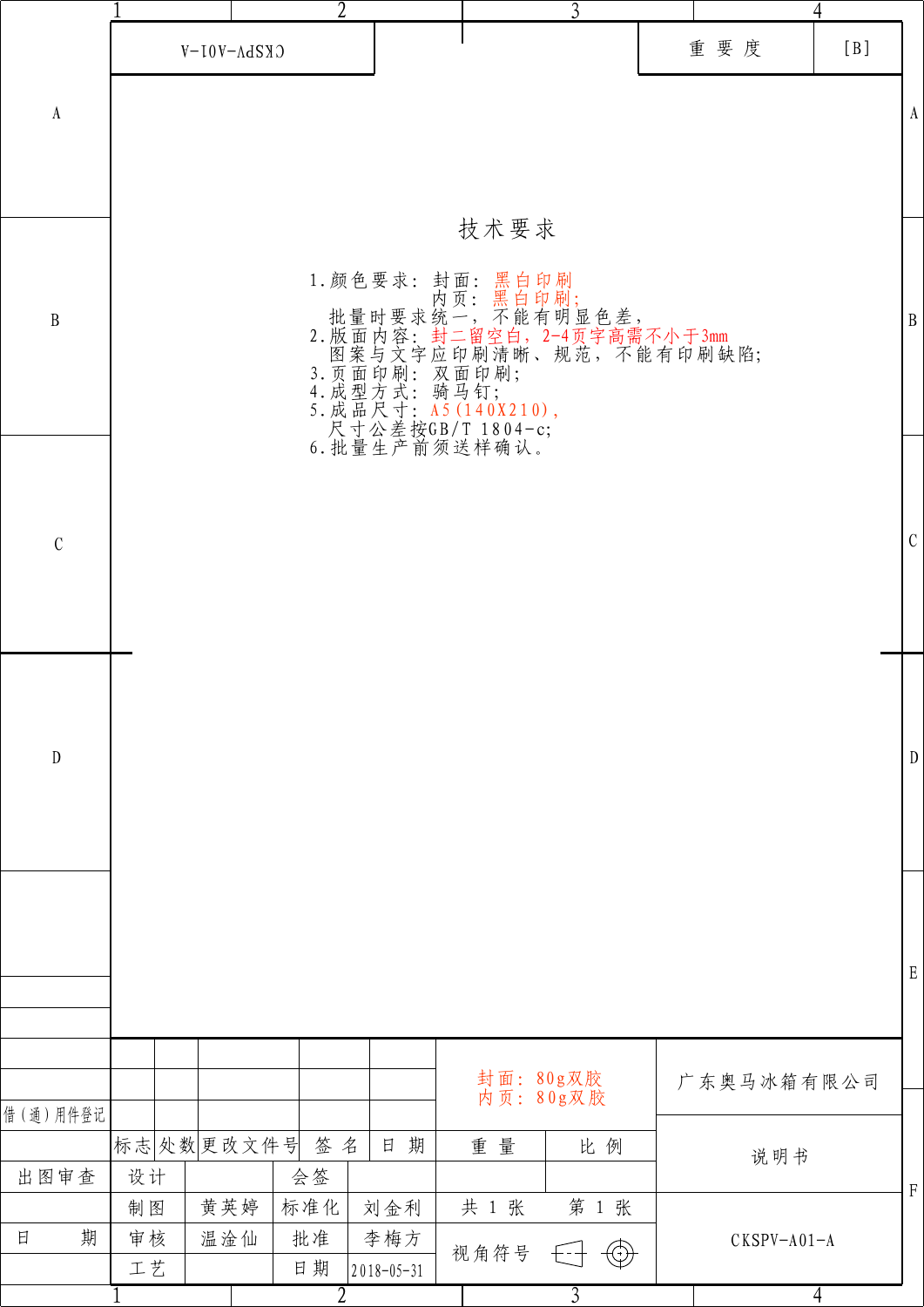CKSPV-A01-A

| 重 要 度 | [B] |
|---|---|

## 技术要求

1.颜色要求：封面：黑白印刷
　　　　　　内页：黑白印刷；
　批量时要求统一，不能有明显色差，
2.版面内容：封二留空白，2-4页字高需不小于3mm
　图案与文字应印刷清晰、规范，不能有印刷缺陷；
3.页面印刷：双面印刷；
4.成型方式：骑马钉；
5.成品尺寸：A5(140X210)，
　尺寸公差按GB/T 1804-c;
6.批量生产前须送样确认。

| | | | | | |
|---|---|---|---|---|---|
| 借(通)用件登记 | | | | | |
| | 标志 | 处数 | 更改文件号 | 签 名 | 日 期 |
| 出图审查 | 设计 | | 会签 | | |
| | 制图 | 黄英婷 | 标准化 | 刘金利 | |
| 日　　期 | 审核 | 温淦仙 | 批准 | 李梅方 | |
| | 工艺 | | 日期 | 2018-05-31 | |

封面：80g双胶
内页：80g双胶

| 重 量 | 比 例 |
|---|---|
| | |
| 共 1 张 | 第 1 张 |
| 视角符号 | |

广东奥马冰箱有限公司

说明书

CKSPV-A01-A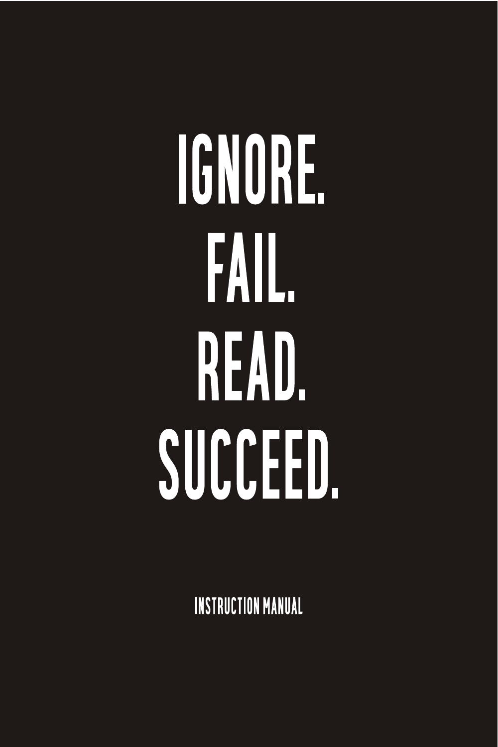# IGNORE.
# FAIL.
# READ.
# SUCCEED.

INSTRUCTION MANUAL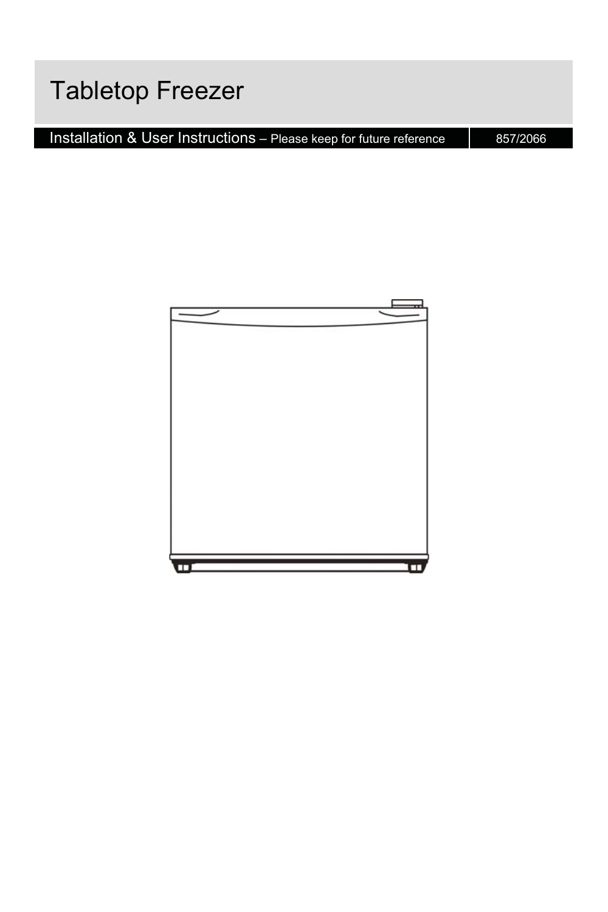# Tabletop Freezer

Installation & User Instructions – Please keep for future reference | 857/2066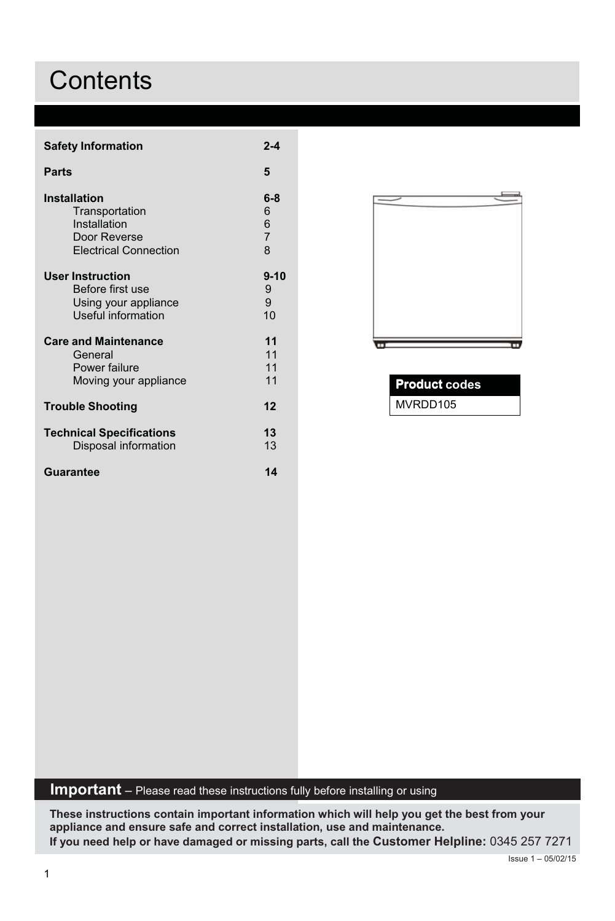# Contents

| | |
|---|---|
| **Safety Information** | **2-4** |
| **Parts** | **5** |
| **Installation** | **6-8** |
| Transportation | 6 |
| Installation | 6 |
| Door Reverse | 7 |
| Electrical Connection | 8 |
| **User Instruction** | **9-10** |
| Before first use | 9 |
| Using your appliance | 9 |
| Useful information | 10 |
| **Care and Maintenance** | **11** |
| General | 11 |
| Power failure | 11 |
| Moving your appliance | 11 |
| **Trouble Shooting** | **12** |
| **Technical Specifications** | **13** |
| Disposal information | 13 |
| **Guarantee** | **14** |

| **Product codes** |
|---|
| MVRDD105 |

**Important** – Please read these instructions fully before installing or using

**These instructions contain important information which will help you get the best from your appliance and ensure safe and correct installation, use and maintenance.**

**If you need help or have damaged or missing parts, call the Customer Helpline:** 0345 257 7271

Issue 1 – 05/02/15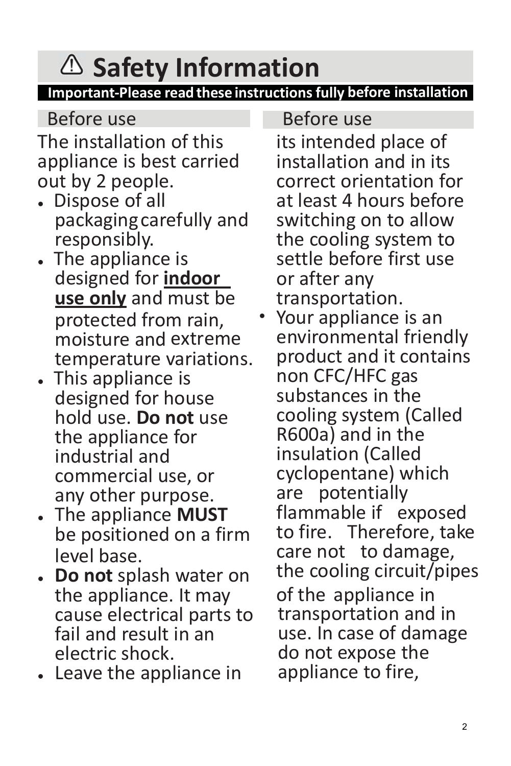# ⚠ Safety Information

**Important-Please read these instructions fully before installation**

## Before use

The installation of this appliance is best carried out by 2 people.

- Dispose of all packaging carefully and responsibly.
- The appliance is designed for **indoor use only** and must be protected from rain, moisture and extreme temperature variations.
- This appliance is designed for house hold use. **Do not** use the appliance for industrial and commercial use, or any other purpose.
- The appliance **MUST** be positioned on a firm level base.
- **Do not** splash water on the appliance. It may cause electrical parts to fail and result in an electric shock.
- Leave the appliance in its intended place of installation and in its correct orientation for at least 4 hours before switching on to allow the cooling system to settle before first use or after any transportation.
- Your appliance is an environmental friendly product and it contains non CFC/HFC gas substances in the cooling system (Called R600a) and in the insulation (Called cyclopentane) which are potentially flammable if exposed to fire. Therefore, take care not to damage, the cooling circuit/pipes of the appliance in transportation and in use. In case of damage do not expose the appliance to fire,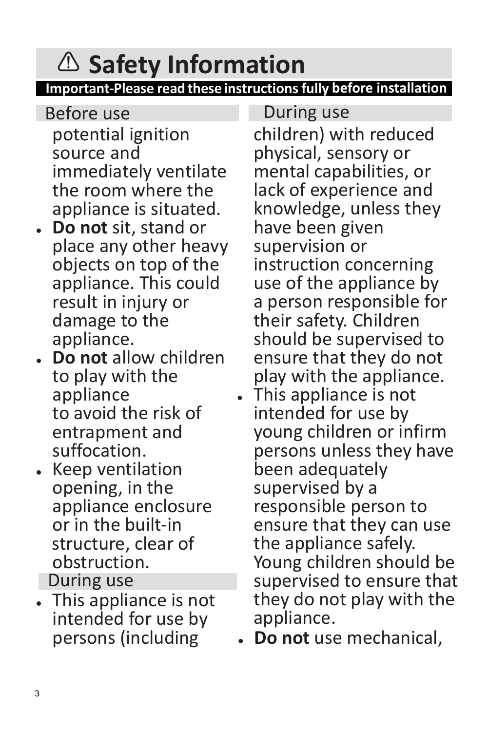# ⚠ Safety Information

**Important-Please read these instructions fully before installation**

Before use

potential ignition source and immediately ventilate the room where the appliance is situated.

- **Do not** sit, stand or place any other heavy objects on top of the appliance. This could result in injury or damage to the appliance.
- **Do not** allow children to play with the appliance to avoid the risk of entrapment and suffocation.
- Keep ventilation opening, in the appliance enclosure or in the built-in structure, clear of obstruction.

During use

- This appliance is not intended for use by persons (including children) with reduced physical, sensory or mental capabilities, or lack of experience and knowledge, unless they have been given supervision or instruction concerning use of the appliance by a person responsible for their safety. Children should be supervised to ensure that they do not play with the appliance.
- This appliance is not intended for use by young children or infirm persons unless they have been adequately supervised by a responsible person to ensure that they can use the appliance safely. Young children should be supervised to ensure that they do not play with the appliance.
- **Do not** use mechanical,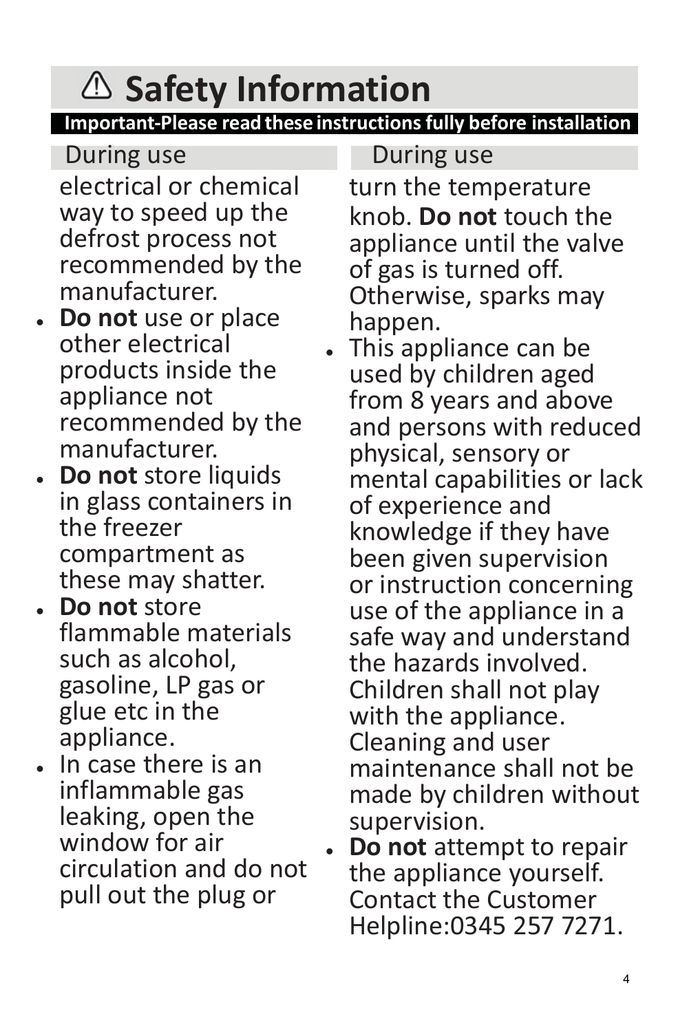# ⚠ Safety Information

**Important-Please read these instructions fully before installation**

## During use

electrical or chemical way to speed up the defrost process not recommended by the manufacturer.

- **Do not** use or place other electrical products inside the appliance not recommended by the manufacturer.
- **Do not** store liquids in glass containers in the freezer compartment as these may shatter.
- **Do not** store flammable materials such as alcohol, gasoline, LP gas or glue etc in the appliance.
- In case there is an inflammable gas leaking, open the window for air circulation and do not pull out the plug or turn the temperature knob. **Do not** touch the appliance until the valve of gas is turned off. Otherwise, sparks may happen.
- This appliance can be used by children aged from 8 years and above and persons with reduced physical, sensory or mental capabilities or lack of experience and knowledge if they have been given supervision or instruction concerning use of the appliance in a safe way and understand the hazards involved. Children shall not play with the appliance. Cleaning and user maintenance shall not be made by children without supervision.
- **Do not** attempt to repair the appliance yourself. Contact the Customer Helpline:0345 257 7271.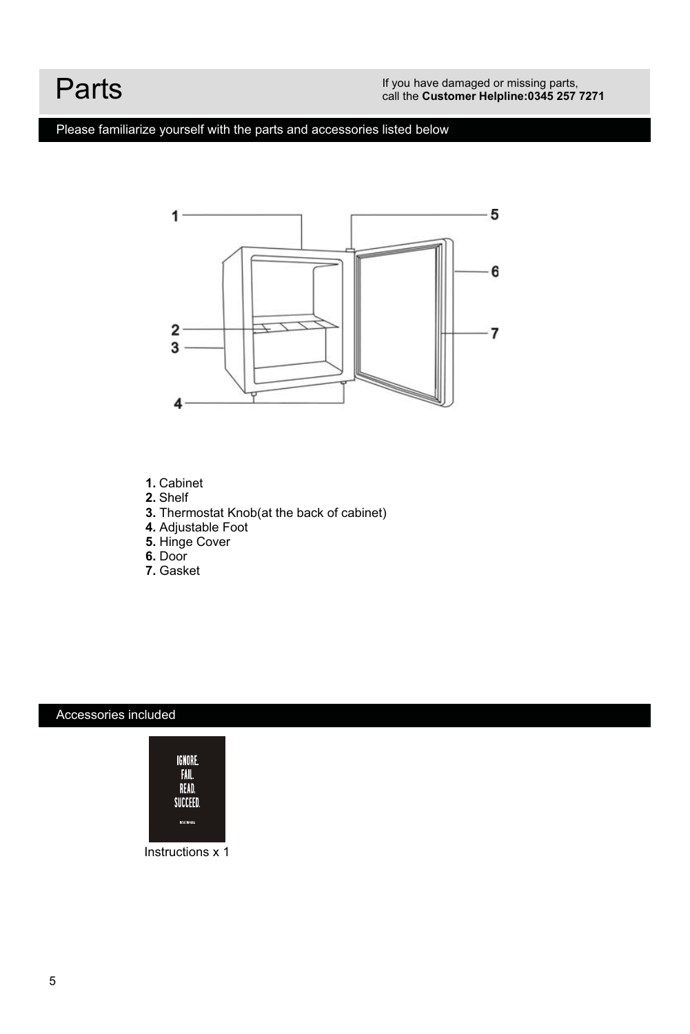# Parts

If you have damaged or missing parts, call the **Customer Helpline:0345 257 7271**

## Please familiarize yourself with the parts and accessories listed below

1. Cabinet
2. Shelf
3. Thermostat Knob(at the back of cabinet)
4. Adjustable Foot
5. Hinge Cover
6. Door
7. Gasket

## Accessories included

Instructions x 1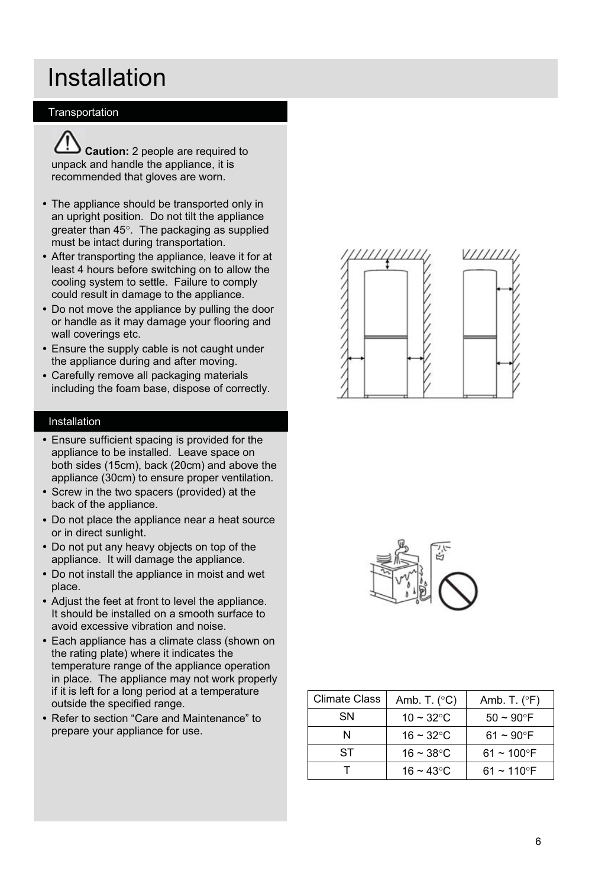# Installation

## Transportation

**Caution:** 2 people are required to unpack and handle the appliance, it is recommended that gloves are worn.

- The appliance should be transported only in an upright position. Do not tilt the appliance greater than 45°. The packaging as supplied must be intact during transportation.
- After transporting the appliance, leave it for at least 4 hours before switching on to allow the cooling system to settle. Failure to comply could result in damage to the appliance.
- Do not move the appliance by pulling the door or handle as it may damage your flooring and wall coverings etc.
- Ensure the supply cable is not caught under the appliance during and after moving.
- Carefully remove all packaging materials including the foam base, dispose of correctly.

## Installation

- Ensure sufficient spacing is provided for the appliance to be installed. Leave space on both sides (15cm), back (20cm) and above the appliance (30cm) to ensure proper ventilation.
- Screw in the two spacers (provided) at the back of the appliance.
- Do not place the appliance near a heat source or in direct sunlight.
- Do not put any heavy objects on top of the appliance. It will damage the appliance.
- Do not install the appliance in moist and wet place.
- Adjust the feet at front to level the appliance. It should be installed on a smooth surface to avoid excessive vibration and noise.
- Each appliance has a climate class (shown on the rating plate) where it indicates the temperature range of the appliance operation in place. The appliance may not work properly if it is left for a long period at a temperature outside the specified range.
- Refer to section "Care and Maintenance" to prepare your appliance for use.

| Climate Class | Amb. T. (°C) | Amb. T. (°F) |
|---|---|---|
| SN | 10 ~ 32°C | 50 ~ 90°F |
| N | 16 ~ 32°C | 61 ~ 90°F |
| ST | 16 ~ 38°C | 61 ~ 100°F |
| T | 16 ~ 43°C | 61 ~ 110°F |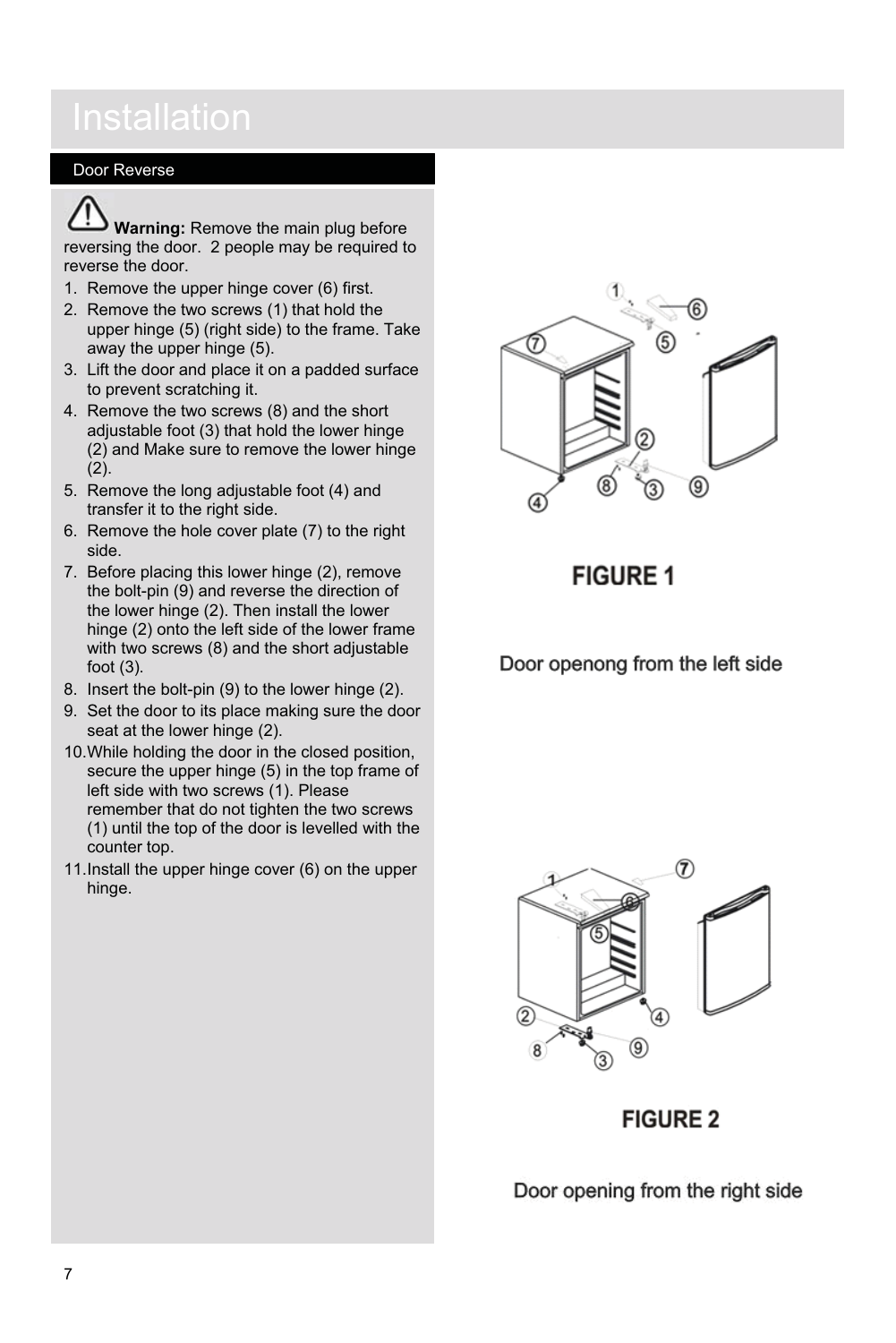# Installation

## Door Reverse

**Warning:** Remove the main plug before reversing the door. 2 people may be required to reverse the door.

1. Remove the upper hinge cover (6) first.
2. Remove the two screws (1) that hold the upper hinge (5) (right side) to the frame. Take away the upper hinge (5).
3. Lift the door and place it on a padded surface to prevent scratching it.
4. Remove the two screws (8) and the short adjustable foot (3) that hold the lower hinge (2) and Make sure to remove the lower hinge (2).
5. Remove the long adjustable foot (4) and transfer it to the right side.
6. Remove the hole cover plate (7) to the right side.
7. Before placing this lower hinge (2), remove the bolt-pin (9) and reverse the direction of the lower hinge (2). Then install the lower hinge (2) onto the left side of the lower frame with two screws (8) and the short adjustable foot (3).
8. Insert the bolt-pin (9) to the lower hinge (2).
9. Set the door to its place making sure the door seat at the lower hinge (2).
10. While holding the door in the closed position, secure the upper hinge (5) in the top frame of left side with two screws (1). Please remember that do not tighten the two screws (1) until the top of the door is levelled with the counter top.
11. Install the upper hinge cover (6) on the upper hinge.

**FIGURE 1**

Door openong from the left side

**FIGURE 2**

Door opening from the right side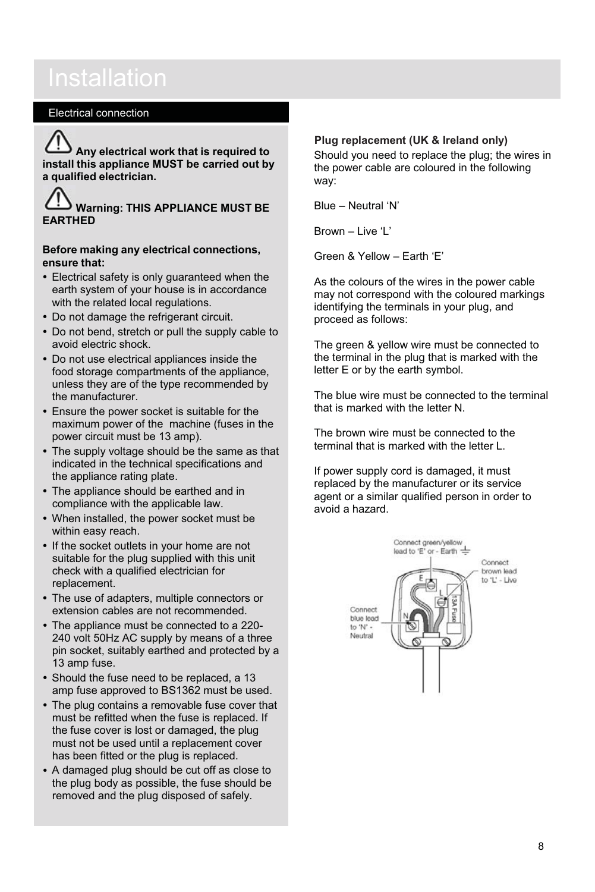# Installation

## Electrical connection

**Any electrical work that is required to install this appliance MUST be carried out by a qualified electrician.**

**Warning: THIS APPLIANCE MUST BE EARTHED**

**Before making any electrical connections, ensure that:**

- Electrical safety is only guaranteed when the earth system of your house is in accordance with the related local regulations.
- Do not damage the refrigerant circuit.
- Do not bend, stretch or pull the supply cable to avoid electric shock.
- Do not use electrical appliances inside the food storage compartments of the appliance, unless they are of the type recommended by the manufacturer.
- Ensure the power socket is suitable for the maximum power of the machine (fuses in the power circuit must be 13 amp).
- The supply voltage should be the same as that indicated in the technical specifications and the appliance rating plate.
- The appliance should be earthed and in compliance with the applicable law.
- When installed, the power socket must be within easy reach.
- If the socket outlets in your home are not suitable for the plug supplied with this unit check with a qualified electrician for replacement.
- The use of adapters, multiple connectors or extension cables are not recommended.
- The appliance must be connected to a 220-240 volt 50Hz AC supply by means of a three pin socket, suitably earthed and protected by a 13 amp fuse.
- Should the fuse need to be replaced, a 13 amp fuse approved to BS1362 must be used.
- The plug contains a removable fuse cover that must be refitted when the fuse is replaced. If the fuse cover is lost or damaged, the plug must not be used until a replacement cover has been fitted or the plug is replaced.
- A damaged plug should be cut off as close to the plug body as possible, the fuse should be removed and the plug disposed of safely.

**Plug replacement (UK & Ireland only)**

Should you need to replace the plug; the wires in the power cable are coloured in the following way:

Blue – Neutral ‘N’

Brown – Live ‘L’

Green & Yellow – Earth ‘E’

As the colours of the wires in the power cable may not correspond with the coloured markings identifying the terminals in your plug, and proceed as follows:

The green & yellow wire must be connected to the terminal in the plug that is marked with the letter E or by the earth symbol.

The blue wire must be connected to the terminal that is marked with the letter N.

The brown wire must be connected to the terminal that is marked with the letter L.

If power supply cord is damaged, it must replaced by the manufacturer or its service agent or a similar qualified person in order to avoid a hazard.

Connect green/yellow lead to ‘E’ or - Earth

Connect brown lead to ‘L’ - Live

Connect blue lead to ‘N’ - Neutral

13A Fuse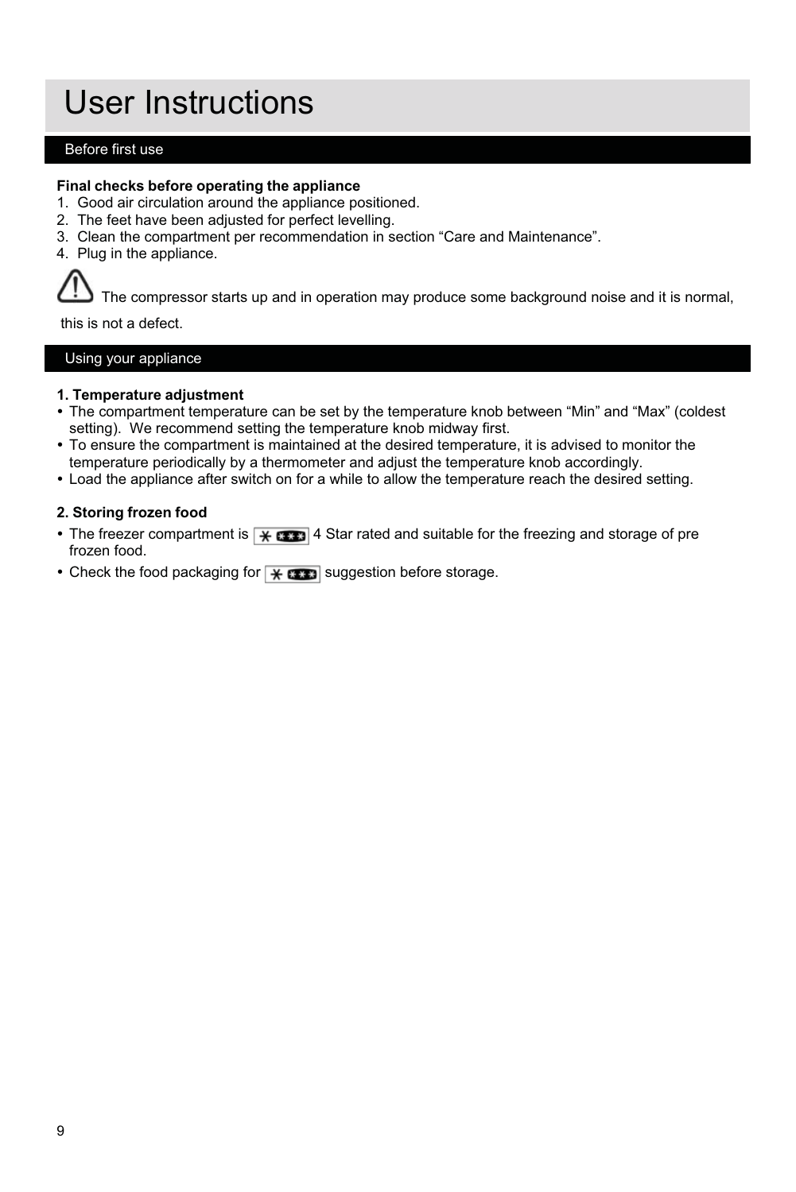# User Instructions

## Before first use

**Final checks before operating the appliance**

1. Good air circulation around the appliance positioned.
2. The feet have been adjusted for perfect levelling.
3. Clean the compartment per recommendation in section “Care and Maintenance”.
4. Plug in the appliance.

⚠ The compressor starts up and in operation may produce some background noise and it is normal, this is not a defect.

## Using your appliance

**1. Temperature adjustment**

- The compartment temperature can be set by the temperature knob between “Min” and “Max” (coldest setting). We recommend setting the temperature knob midway first.
- To ensure the compartment is maintained at the desired temperature, it is advised to monitor the temperature periodically by a thermometer and adjust the temperature knob accordingly.
- Load the appliance after switch on for a while to allow the temperature reach the desired setting.

**2. Storing frozen food**

- The freezer compartment is [✱ ***] 4 Star rated and suitable for the freezing and storage of pre frozen food.
- Check the food packaging for [✱ ***] suggestion before storage.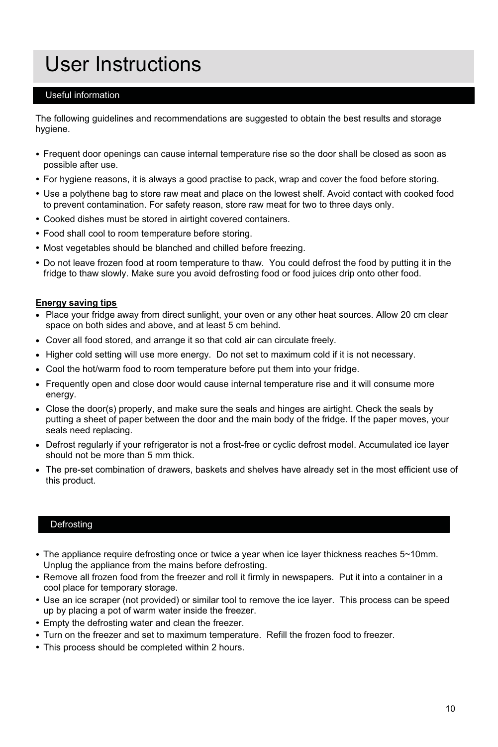# User Instructions

## Useful information

The following guidelines and recommendations are suggested to obtain the best results and storage hygiene.

- Frequent door openings can cause internal temperature rise so the door shall be closed as soon as possible after use.
- For hygiene reasons, it is always a good practise to pack, wrap and cover the food before storing.
- Use a polythene bag to store raw meat and place on the lowest shelf. Avoid contact with cooked food to prevent contamination. For safety reason, store raw meat for two to three days only.
- Cooked dishes must be stored in airtight covered containers.
- Food shall cool to room temperature before storing.
- Most vegetables should be blanched and chilled before freezing.
- Do not leave frozen food at room temperature to thaw. You could defrost the food by putting it in the fridge to thaw slowly. Make sure you avoid defrosting food or food juices drip onto other food.

**Energy saving tips**

- Place your fridge away from direct sunlight, your oven or any other heat sources. Allow 20 cm clear space on both sides and above, and at least 5 cm behind.
- Cover all food stored, and arrange it so that cold air can circulate freely.
- Higher cold setting will use more energy. Do not set to maximum cold if it is not necessary.
- Cool the hot/warm food to room temperature before put them into your fridge.
- Frequently open and close door would cause internal temperature rise and it will consume more energy.
- Close the door(s) properly, and make sure the seals and hinges are airtight. Check the seals by putting a sheet of paper between the door and the main body of the fridge. If the paper moves, your seals need replacing.
- Defrost regularly if your refrigerator is not a frost-free or cyclic defrost model. Accumulated ice layer should not be more than 5 mm thick.
- The pre-set combination of drawers, baskets and shelves have already set in the most efficient use of this product.

## Defrosting

- The appliance require defrosting once or twice a year when ice layer thickness reaches 5~10mm. Unplug the appliance from the mains before defrosting.
- Remove all frozen food from the freezer and roll it firmly in newspapers. Put it into a container in a cool place for temporary storage.
- Use an ice scraper (not provided) or similar tool to remove the ice layer. This process can be speed up by placing a pot of warm water inside the freezer.
- Empty the defrosting water and clean the freezer.
- Turn on the freezer and set to maximum temperature. Refill the frozen food to freezer.
- This process should be completed within 2 hours.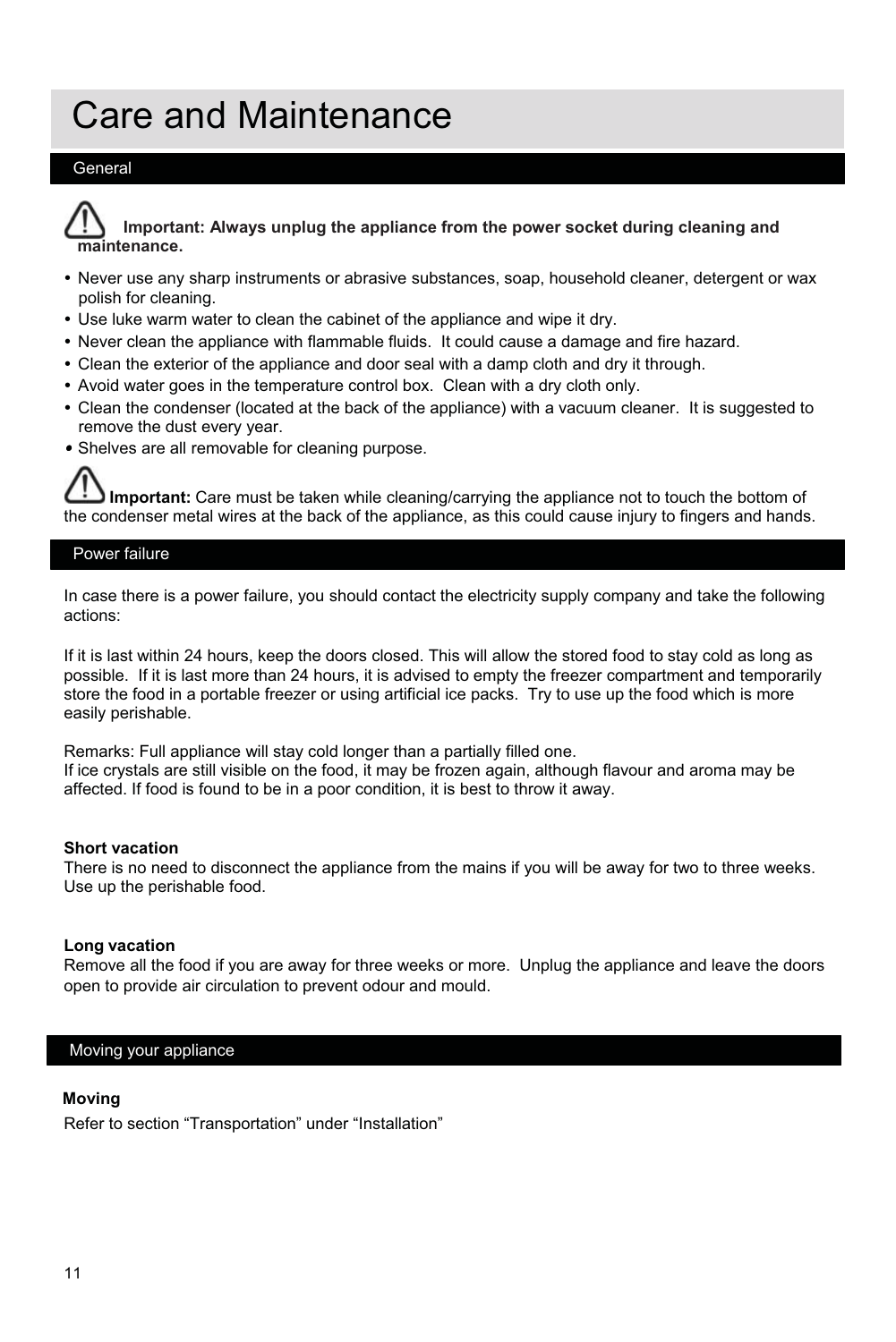# Care and Maintenance

## General

⚠ **Important: Always unplug the appliance from the power socket during cleaning and maintenance.**

- Never use any sharp instruments or abrasive substances, soap, household cleaner, detergent or wax polish for cleaning.
- Use luke warm water to clean the cabinet of the appliance and wipe it dry.
- Never clean the appliance with flammable fluids. It could cause a damage and fire hazard.
- Clean the exterior of the appliance and door seal with a damp cloth and dry it through.
- Avoid water goes in the temperature control box. Clean with a dry cloth only.
- Clean the condenser (located at the back of the appliance) with a vacuum cleaner. It is suggested to remove the dust every year.
- Shelves are all removable for cleaning purpose.

⚠ **Important:** Care must be taken while cleaning/carrying the appliance not to touch the bottom of the condenser metal wires at the back of the appliance, as this could cause injury to fingers and hands.

## Power failure

In case there is a power failure, you should contact the electricity supply company and take the following actions:

If it is last within 24 hours, keep the doors closed. This will allow the stored food to stay cold as long as possible. If it is last more than 24 hours, it is advised to empty the freezer compartment and temporarily store the food in a portable freezer or using artificial ice packs. Try to use up the food which is more easily perishable.

Remarks: Full appliance will stay cold longer than a partially filled one.
If ice crystals are still visible on the food, it may be frozen again, although flavour and aroma may be affected. If food is found to be in a poor condition, it is best to throw it away.

**Short vacation**
There is no need to disconnect the appliance from the mains if you will be away for two to three weeks. Use up the perishable food.

**Long vacation**
Remove all the food if you are away for three weeks or more. Unplug the appliance and leave the doors open to provide air circulation to prevent odour and mould.

## Moving your appliance

**Moving**
Refer to section “Transportation” under “Installation”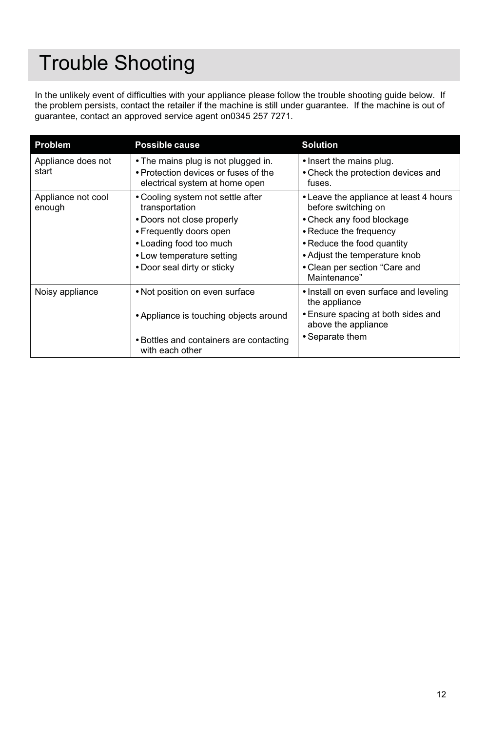# Trouble Shooting

In the unlikely event of difficulties with your appliance please follow the trouble shooting guide below. If the problem persists, contact the retailer if the machine is still under guarantee. If the machine is out of guarantee, contact an approved service agent on0345 257 7271.

| Problem | Possible cause | Solution |
|---|---|---|
| Appliance does not start | • The mains plug is not plugged in.<br>• Protection devices or fuses of the electrical system at home open | • Insert the mains plug.<br>• Check the protection devices and fuses. |
| Appliance not cool enough | • Cooling system not settle after transportation<br>• Doors not close properly<br>• Frequently doors open<br>• Loading food too much<br>• Low temperature setting<br>• Door seal dirty or sticky | • Leave the appliance at least 4 hours before switching on<br>• Check any food blockage<br>• Reduce the frequency<br>• Reduce the food quantity<br>• Adjust the temperature knob<br>• Clean per section "Care and Maintenance" |
| Noisy appliance | • Not position on even surface<br>• Appliance is touching objects around<br>• Bottles and containers are contacting with each other | • Install on even surface and leveling the appliance<br>• Ensure spacing at both sides and above the appliance<br>• Separate them |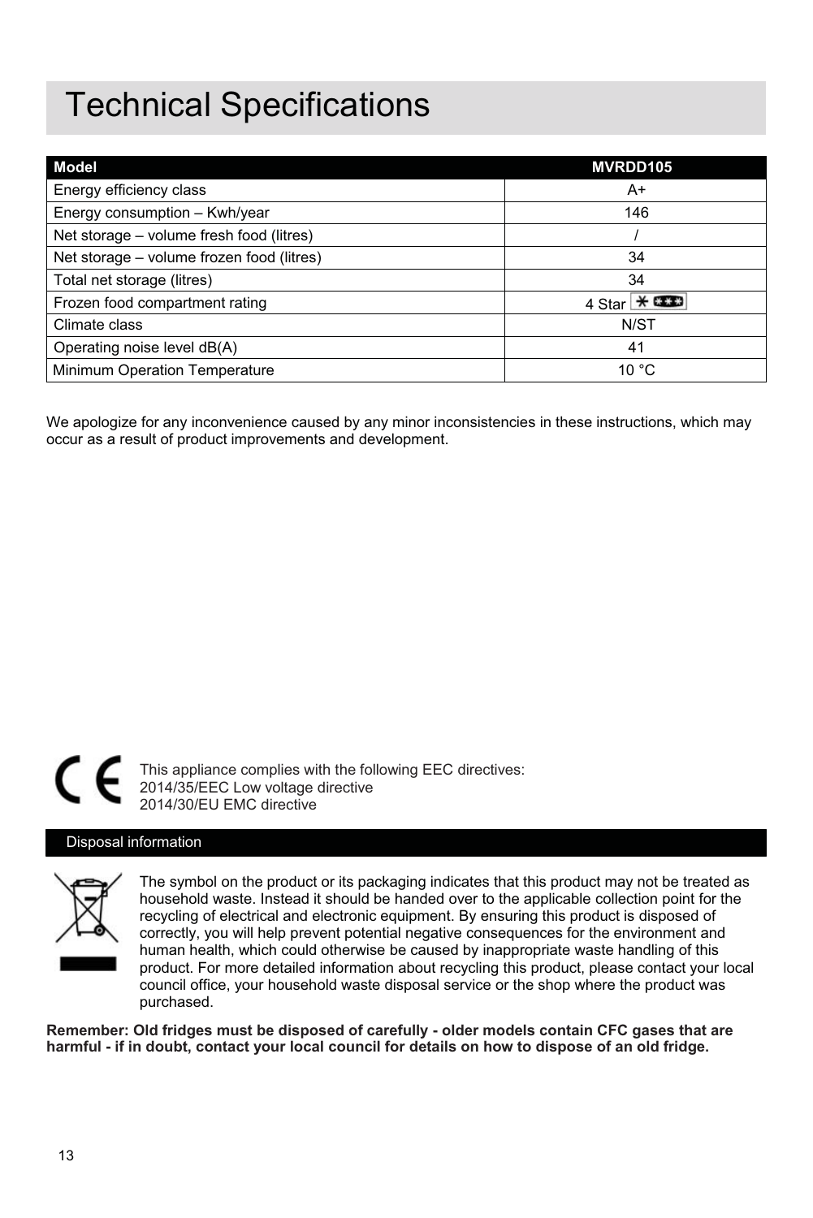# Technical Specifications

| Model | MVRDD105 |
| --- | --- |
| Energy efficiency class | A+ |
| Energy consumption – Kwh/year | 146 |
| Net storage – volume fresh food (litres) | / |
| Net storage – volume frozen food (litres) | 34 |
| Total net storage (litres) | 34 |
| Frozen food compartment rating | 4 Star |
| Climate class | N/ST |
| Operating noise level dB(A) | 41 |
| Minimum Operation Temperature | 10 °C |

We apologize for any inconvenience caused by any minor inconsistencies in these instructions, which may occur as a result of product improvements and development.

This appliance complies with the following EEC directives:
2014/35/EEC Low voltage directive
2014/30/EU EMC directive

## Disposal information

The symbol on the product or its packaging indicates that this product may not be treated as household waste. Instead it should be handed over to the applicable collection point for the recycling of electrical and electronic equipment. By ensuring this product is disposed of correctly, you will help prevent potential negative consequences for the environment and human health, which could otherwise be caused by inappropriate waste handling of this product. For more detailed information about recycling this product, please contact your local council office, your household waste disposal service or the shop where the product was purchased.

**Remember: Old fridges must be disposed of carefully - older models contain CFC gases that are harmful - if in doubt, contact your local council for details on how to dispose of an old fridge.**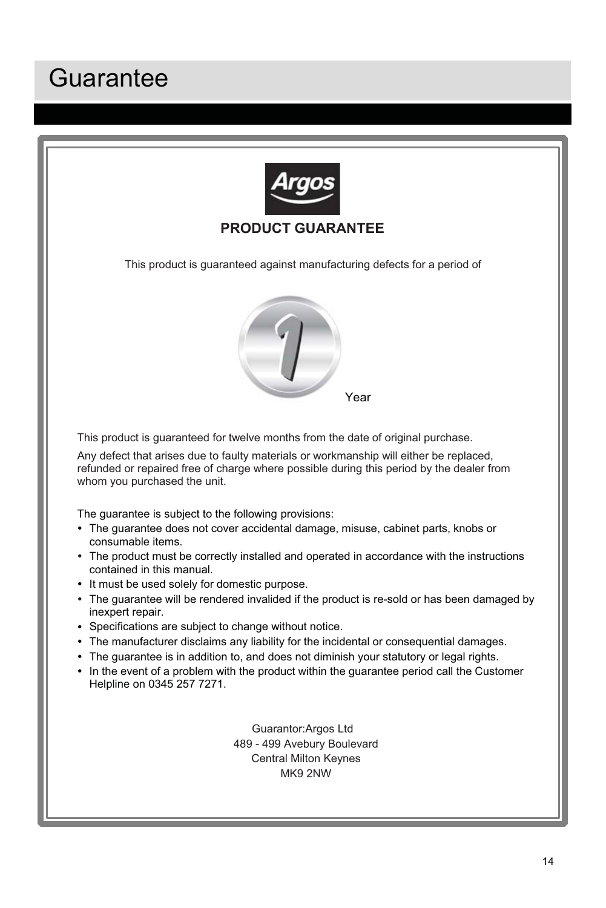# Guarantee

Argos

## PRODUCT GUARANTEE

This product is guaranteed against manufacturing defects for a period of

1 Year

This product is guaranteed for twelve months from the date of original purchase.

Any defect that arises due to faulty materials or workmanship will either be replaced, refunded or repaired free of charge where possible during this period by the dealer from whom you purchased the unit.

The guarantee is subject to the following provisions:

- The guarantee does not cover accidental damage, misuse, cabinet parts, knobs or consumable items.
- The product must be correctly installed and operated in accordance with the instructions contained in this manual.
- It must be used solely for domestic purpose.
- The guarantee will be rendered invalided if the product is re-sold or has been damaged by inexpert repair.
- Specifications are subject to change without notice.
- The manufacturer disclaims any liability for the incidental or consequential damages.
- The guarantee is in addition to, and does not diminish your statutory or legal rights.
- In the event of a problem with the product within the guarantee period call the Customer Helpline on 0345 257 7271.

Guarantor:Argos Ltd
489 - 499 Avebury Boulevard
Central Milton Keynes
MK9 2NW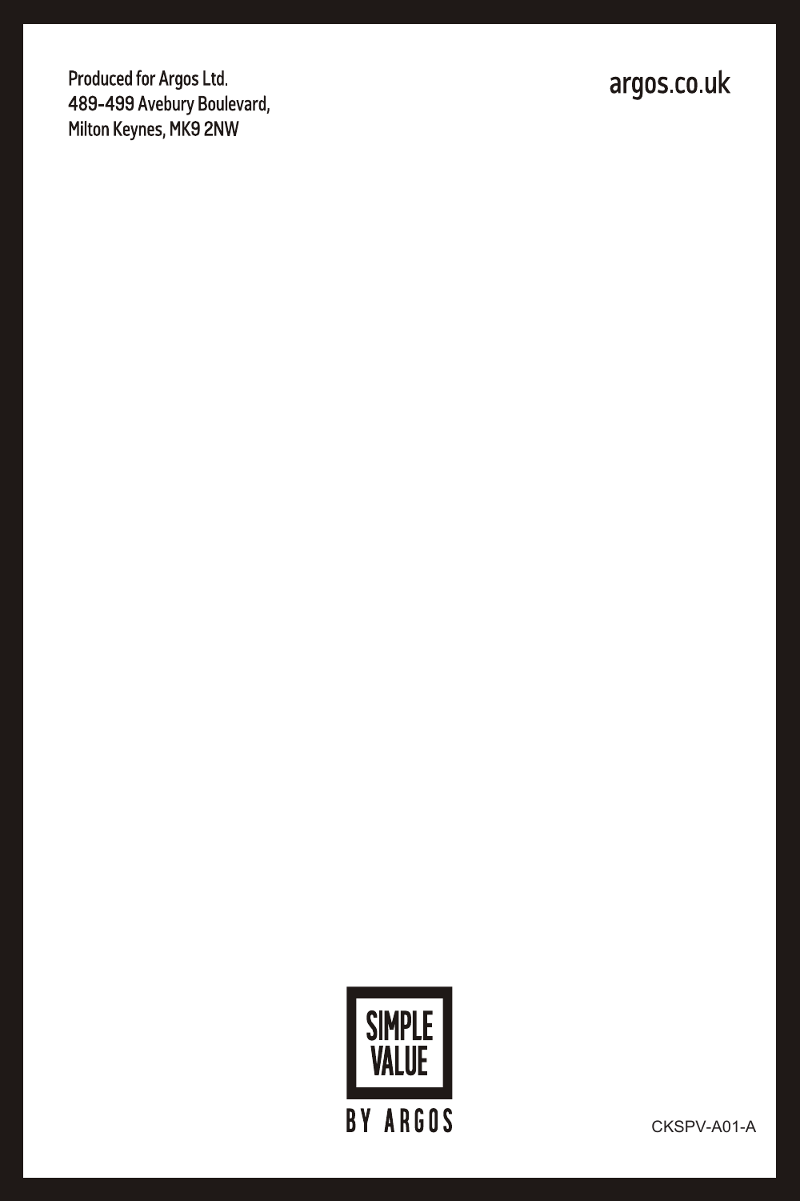Produced for Argos Ltd.
489-499 Avebury Boulevard,
Milton Keynes, MK9 2NW

argos.co.uk

SIMPLE VALUE

BY ARGOS

CKSPV-A01-A